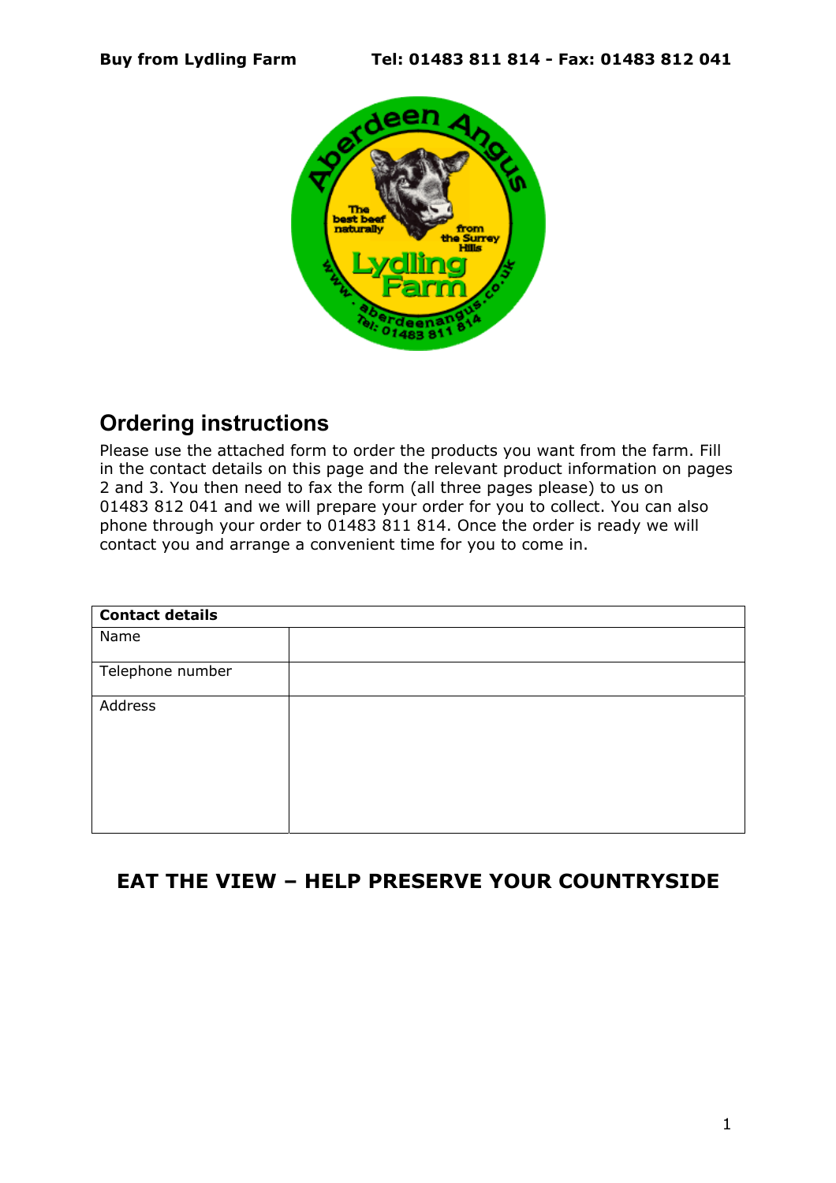Buy from Lydling Farm Tel: 01483 811 814 - Fax: 01483 812 041

## Ordering instructions

Please use the attached form to order the products you want from the farm. Fill in the contact details on this page and the relevant product information on pages 2 and 3. You then need to fax the form (all three pages please) to us on 01483 812 041 and we will prepare your order for you to collect. You can also phone through your order to 01483 811 814. Once the order is ready we will contact you and arrange a convenient time for you to come in.

| **Contact details** | |
|---|---|
| Name | |
| Telephone number | |
| Address | |

### EAT THE VIEW – HELP PRESERVE YOUR COUNTRYSIDE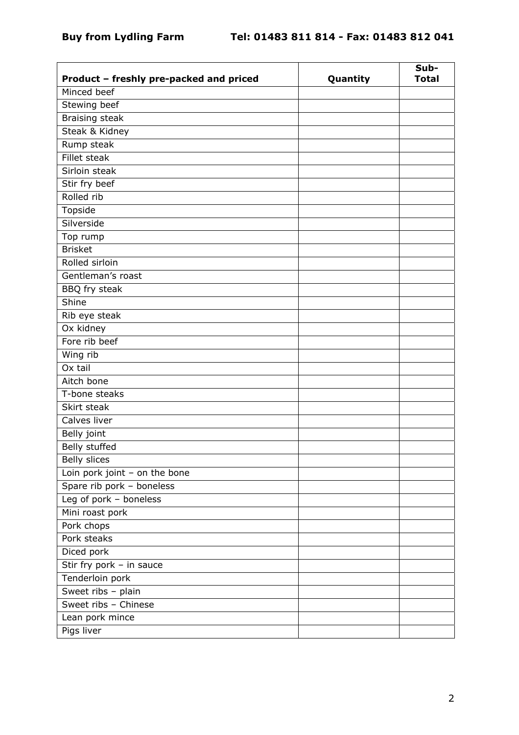**Buy from Lydling Farm** **Tel: 01483 811 814 - Fax: 01483 812 041**

| Product – freshly pre-packed and priced | Quantity | Sub-Total |
|---|---|---|
| Minced beef | | |
| Stewing beef | | |
| Braising steak | | |
| Steak & Kidney | | |
| Rump steak | | |
| Fillet steak | | |
| Sirloin steak | | |
| Stir fry beef | | |
| Rolled rib | | |
| Topside | | |
| Silverside | | |
| Top rump | | |
| Brisket | | |
| Rolled sirloin | | |
| Gentleman's roast | | |
| BBQ fry steak | | |
| Shine | | |
| Rib eye steak | | |
| Ox kidney | | |
| Fore rib beef | | |
| Wing rib | | |
| Ox tail | | |
| Aitch bone | | |
| T-bone steaks | | |
| Skirt steak | | |
| Calves liver | | |
| Belly joint | | |
| Belly stuffed | | |
| Belly slices | | |
| Loin pork joint – on the bone | | |
| Spare rib pork – boneless | | |
| Leg of pork – boneless | | |
| Mini roast pork | | |
| Pork chops | | |
| Pork steaks | | |
| Diced pork | | |
| Stir fry pork – in sauce | | |
| Tenderloin pork | | |
| Sweet ribs – plain | | |
| Sweet ribs – Chinese | | |
| Lean pork mince | | |
| Pigs liver | | |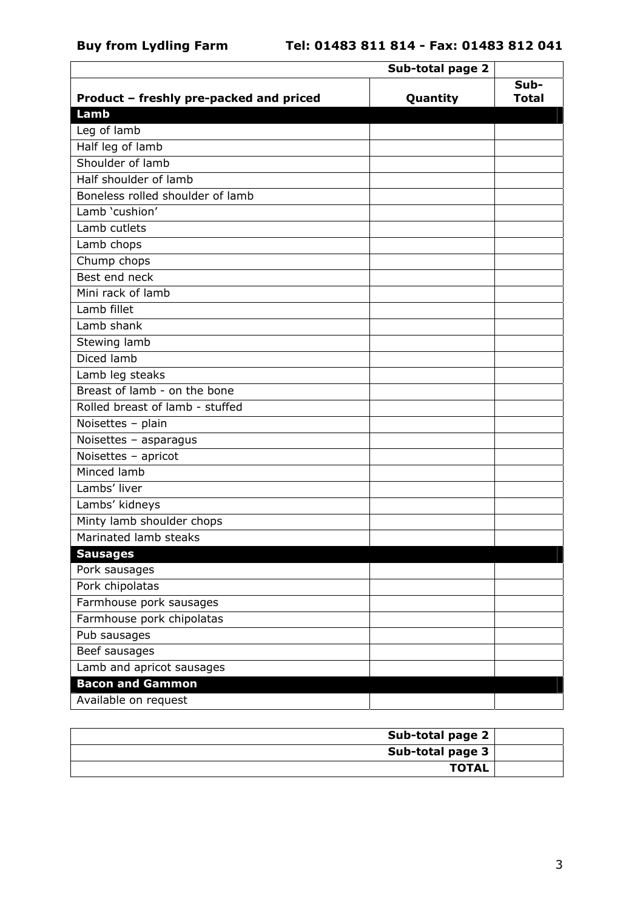**Buy from Lydling Farm** **Tel: 01483 811 814 - Fax: 01483 812 041**

| | **Sub-total page 2** | |
|---|---|---|
| **Product – freshly pre-packed and priced** | **Quantity** | **Sub-Total** |
| **Lamb** | | |
| Leg of lamb | | |
| Half leg of lamb | | |
| Shoulder of lamb | | |
| Half shoulder of lamb | | |
| Boneless rolled shoulder of lamb | | |
| Lamb 'cushion' | | |
| Lamb cutlets | | |
| Lamb chops | | |
| Chump chops | | |
| Best end neck | | |
| Mini rack of lamb | | |
| Lamb fillet | | |
| Lamb shank | | |
| Stewing lamb | | |
| Diced lamb | | |
| Lamb leg steaks | | |
| Breast of lamb - on the bone | | |
| Rolled breast of lamb - stuffed | | |
| Noisettes – plain | | |
| Noisettes – asparagus | | |
| Noisettes – apricot | | |
| Minced lamb | | |
| Lambs' liver | | |
| Lambs' kidneys | | |
| Minty lamb shoulder chops | | |
| Marinated lamb steaks | | |
| **Sausages** | | |
| Pork sausages | | |
| Pork chipolatas | | |
| Farmhouse pork sausages | | |
| Farmhouse pork chipolatas | | |
| Pub sausages | | |
| Beef sausages | | |
| Lamb and apricot sausages | | |
| **Bacon and Gammon** | | |
| Available on request | | |

| | |
|---|---|
| **Sub-total page 2** | |
| **Sub-total page 3** | |
| **TOTAL** | |